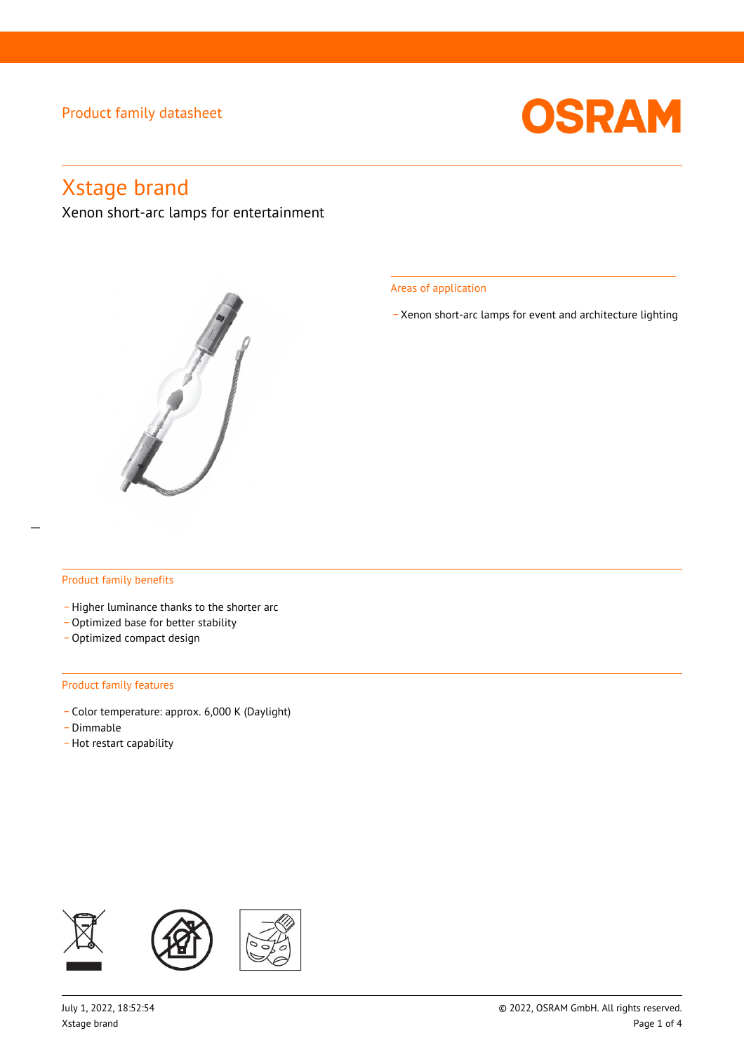Product family datasheet

# Xstage brand

Xenon short-arc lamps for entertainment

## Areas of application

- Xenon short-arc lamps for event and architecture lighting

## Product family benefits

- Higher luminance thanks to the shorter arc
- Optimized base for better stability
- Optimized compact design

## Product family features

- Color temperature: approx. 6,000 K (Daylight)
- Dimmable
- Hot restart capability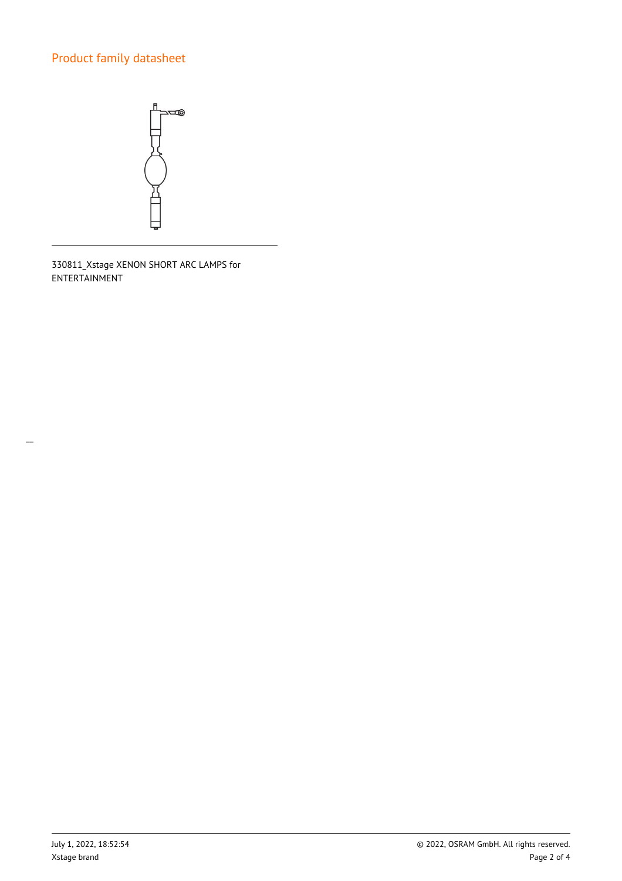# Product family datasheet

330811_Xstage XENON SHORT ARC LAMPS for ENTERTAINMENT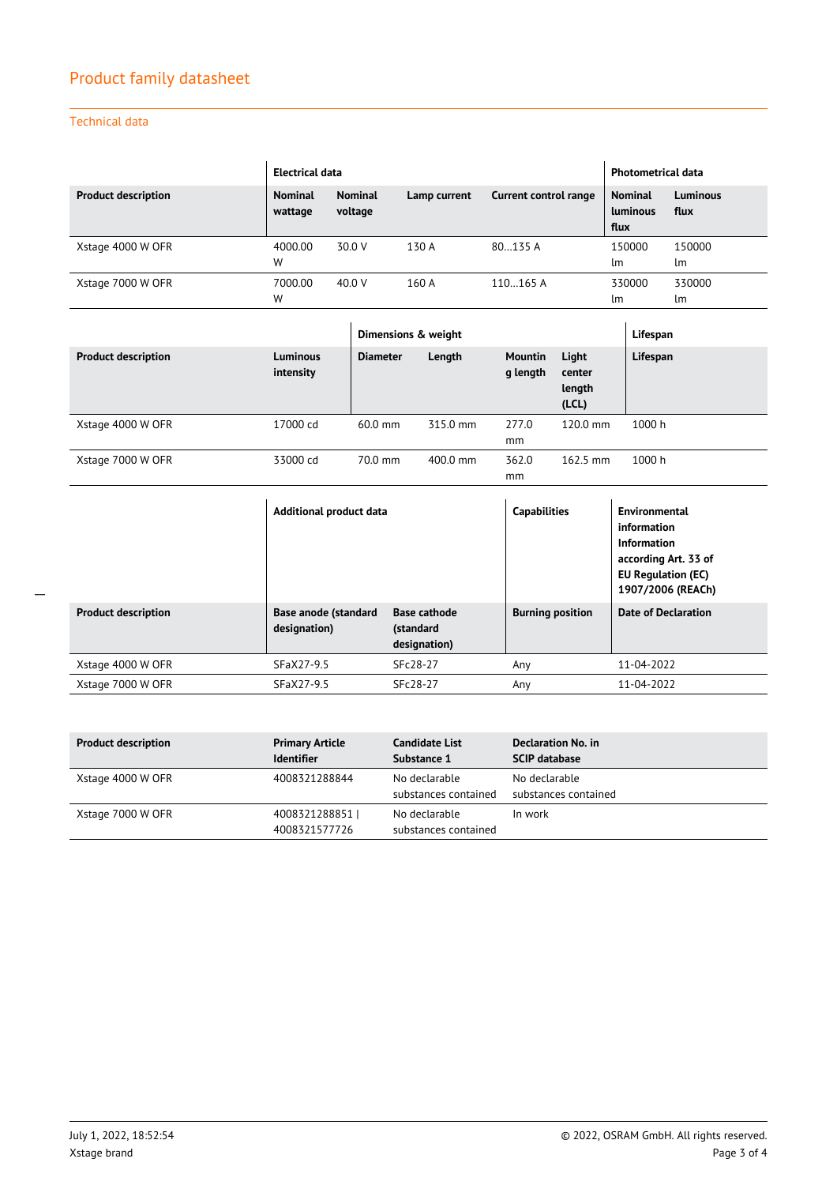## Product family datasheet

### Technical data

| | Electrical data | | | | Photometrical data | |
|---|---|---|---|---|---|---|
| **Product description** | **Nominal wattage** | **Nominal voltage** | **Lamp current** | **Current control range** | **Nominal luminous flux** | **Luminous flux** |
| Xstage 4000 W OFR | 4000.00 W | 30.0 V | 130 A | 80…135 A | 150000 lm | 150000 lm |
| Xstage 7000 W OFR | 7000.00 W | 40.0 V | 160 A | 110…165 A | 330000 lm | 330000 lm |

| | | Dimensions & weight | | | | Lifespan |
|---|---|---|---|---|---|---|
| **Product description** | **Luminous intensity** | **Diameter** | **Length** | **Mounting length** | **Light center length (LCL)** | **Lifespan** |
| Xstage 4000 W OFR | 17000 cd | 60.0 mm | 315.0 mm | 277.0 mm | 120.0 mm | 1000 h |
| Xstage 7000 W OFR | 33000 cd | 70.0 mm | 400.0 mm | 362.0 mm | 162.5 mm | 1000 h |

| | Additional product data | | Capabilities | Environmental information Information according Art. 33 of EU Regulation (EC) 1907/2006 (REACh) |
|---|---|---|---|---|
| **Product description** | **Base anode (standard designation)** | **Base cathode (standard designation)** | **Burning position** | **Date of Declaration** |
| Xstage 4000 W OFR | SFaX27-9.5 | SFc28-27 | Any | 11-04-2022 |
| Xstage 7000 W OFR | SFaX27-9.5 | SFc28-27 | Any | 11-04-2022 |

| **Product description** | **Primary Article Identifier** | **Candidate List Substance 1** | **Declaration No. in SCIP database** |
|---|---|---|---|
| Xstage 4000 W OFR | 4008321288844 | No declarable substances contained | No declarable substances contained |
| Xstage 7000 W OFR | 4008321288851 \| 4008321577726 | No declarable substances contained | In work |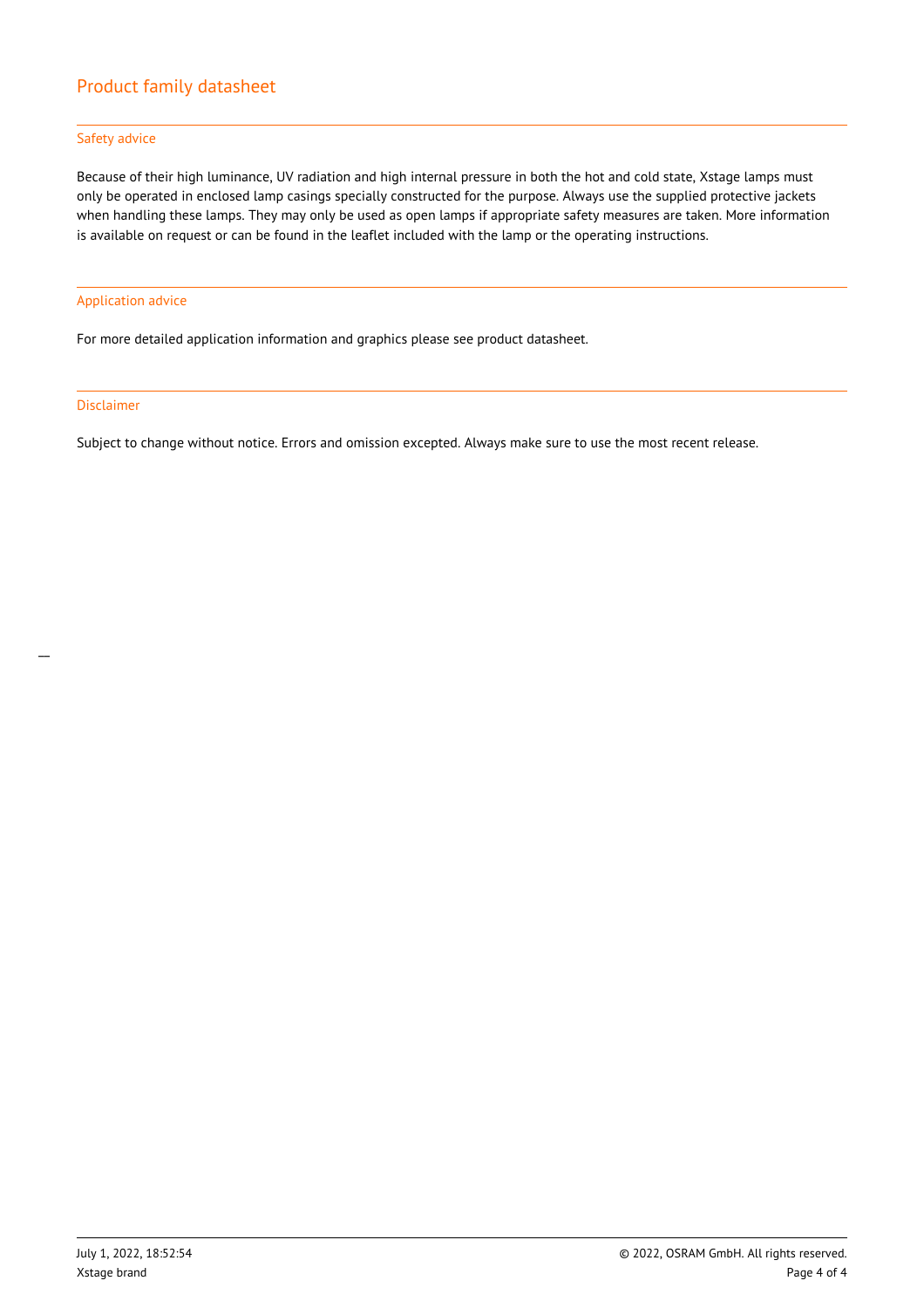## Safety advice

Because of their high luminance, UV radiation and high internal pressure in both the hot and cold state, Xstage lamps must only be operated in enclosed lamp casings specially constructed for the purpose. Always use the supplied protective jackets when handling these lamps. They may only be used as open lamps if appropriate safety measures are taken. More information is available on request or can be found in the leaflet included with the lamp or the operating instructions.

## Application advice

For more detailed application information and graphics please see product datasheet.

## Disclaimer

Subject to change without notice. Errors and omission excepted. Always make sure to use the most recent release.